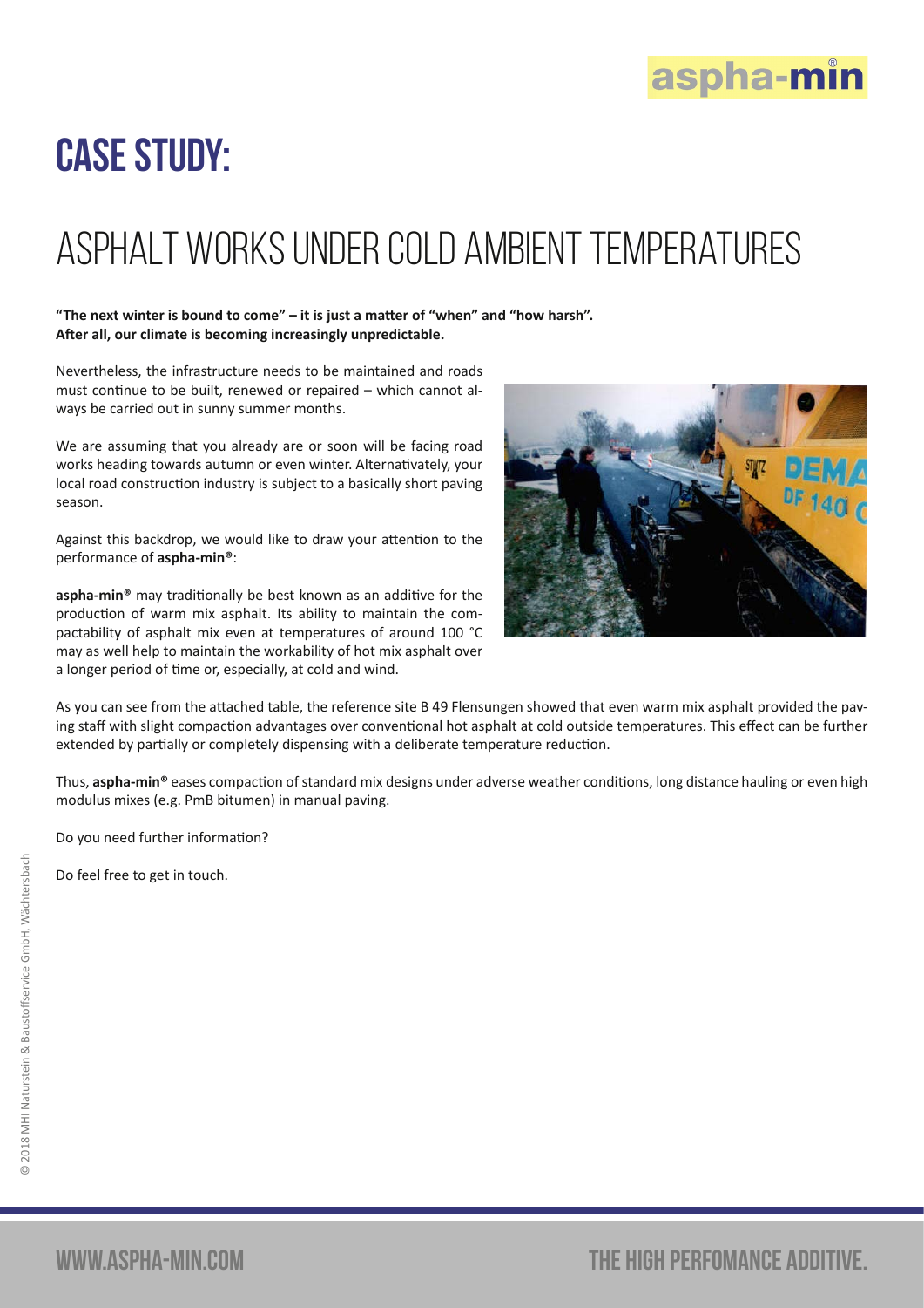# CASE STUDY:

## ASPHALT WORKS UNDER COLD AMBIENT TEMPERATURES

**"The next winter is bound to come" – it is just a matter of "when" and "how harsh". After all, our climate is becoming increasingly unpredictable.**

Nevertheless, the infrastructure needs to be maintained and roads must continue to be built, renewed or repaired – which cannot always be carried out in sunny summer months.

We are assuming that you already are or soon will be facing road works heading towards autumn or even winter. Alternativately, your local road construction industry is subject to a basically short paving season.

Against this backdrop, we would like to draw your attention to the performance of **aspha-min®**:

**aspha-min®** may traditionally be best known as an additive for the production of warm mix asphalt. Its ability to maintain the compactability of asphalt mix even at temperatures of around 100 °C may as well help to maintain the workability of hot mix asphalt over a longer period of time or, especially, at cold and wind.

As you can see from the attached table, the reference site B 49 Flensungen showed that even warm mix asphalt provided the paving staff with slight compaction advantages over conventional hot asphalt at cold outside temperatures. This effect can be further extended by partially or completely dispensing with a deliberate temperature reduction.

Thus, **aspha-min®** eases compaction of standard mix designs under adverse weather conditions, long distance hauling or even high modulus mixes (e.g. PmB bitumen) in manual paving.

Do you need further information?

Do feel free to get in touch.

© 2018 MHI Naturstein & Baustoffservice GmbH, Wächtersbach

WWW.ASPHA-MIN.COM

THE HIGH PERFOMANCE ADDITIVE.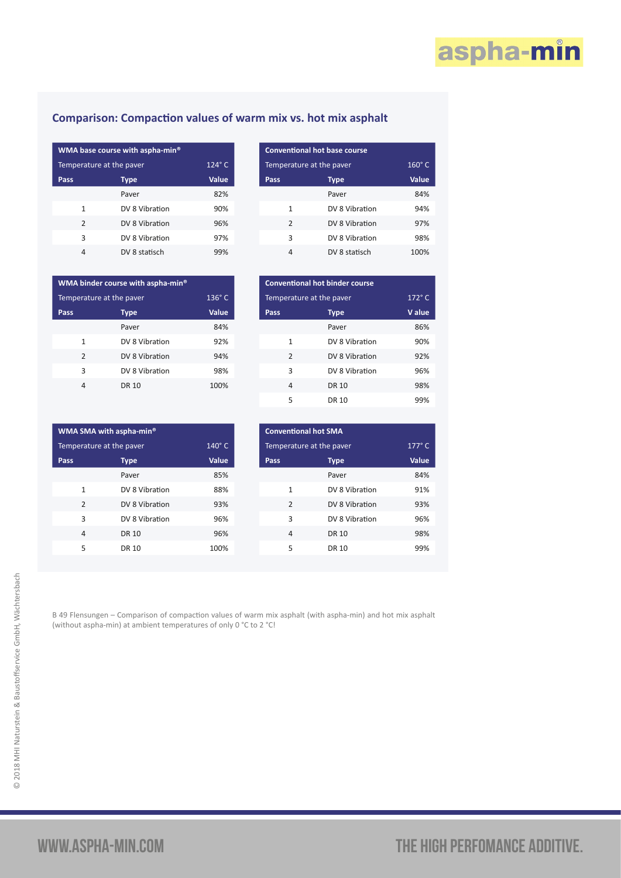## Comparison: Compaction values of warm mix vs. hot mix asphalt

| WMA base course with aspha-min® | | |
|---|---|---|
| Temperature at the paver | | 124° C |
| **Pass** | **Type** | **Value** |
| | Paver | 82% |
| 1 | DV 8 Vibration | 90% |
| 2 | DV 8 Vibration | 96% |
| 3 | DV 8 Vibration | 97% |
| 4 | DV 8 statisch | 99% |

| Conventional hot base course | | |
|---|---|---|
| Temperature at the paver | | 160° C |
| **Pass** | **Type** | **Value** |
| | Paver | 84% |
| 1 | DV 8 Vibration | 94% |
| 2 | DV 8 Vibration | 97% |
| 3 | DV 8 Vibration | 98% |
| 4 | DV 8 statisch | 100% |

| WMA binder course with aspha-min® | | |
|---|---|---|
| Temperature at the paver | | 136° C |
| **Pass** | **Type** | **Value** |
| | Paver | 84% |
| 1 | DV 8 Vibration | 92% |
| 2 | DV 8 Vibration | 94% |
| 3 | DV 8 Vibration | 98% |
| 4 | DR 10 | 100% |

| Conventional hot binder course | | |
|---|---|---|
| Temperature at the paver | | 172° C |
| **Pass** | **Type** | **V alue** |
| | Paver | 86% |
| 1 | DV 8 Vibration | 90% |
| 2 | DV 8 Vibration | 92% |
| 3 | DV 8 Vibration | 96% |
| 4 | DR 10 | 98% |
| 5 | DR 10 | 99% |

| WMA SMA with aspha-min® | | |
|---|---|---|
| Temperature at the paver | | 140° C |
| **Pass** | **Type** | **Value** |
| | Paver | 85% |
| 1 | DV 8 Vibration | 88% |
| 2 | DV 8 Vibration | 93% |
| 3 | DV 8 Vibration | 96% |
| 4 | DR 10 | 96% |
| 5 | DR 10 | 100% |

| Conventional hot SMA | | |
|---|---|---|
| Temperature at the paver | | 177° C |
| **Pass** | **Type** | **Value** |
| | Paver | 84% |
| 1 | DV 8 Vibration | 91% |
| 2 | DV 8 Vibration | 93% |
| 3 | DV 8 Vibration | 96% |
| 4 | DR 10 | 98% |
| 5 | DR 10 | 99% |

B 49 Flensungen – Comparison of compaction values of warm mix asphalt (with aspha-min) and hot mix asphalt (without aspha-min) at ambient temperatures of only 0 °C to 2 °C!

© 2018 MHI Naturstein & Baustoffservice GmbH, Wächtersbach

WWW.ASPHA-MIN.COM

THE HIGH PERFOMANCE ADDITIVE.